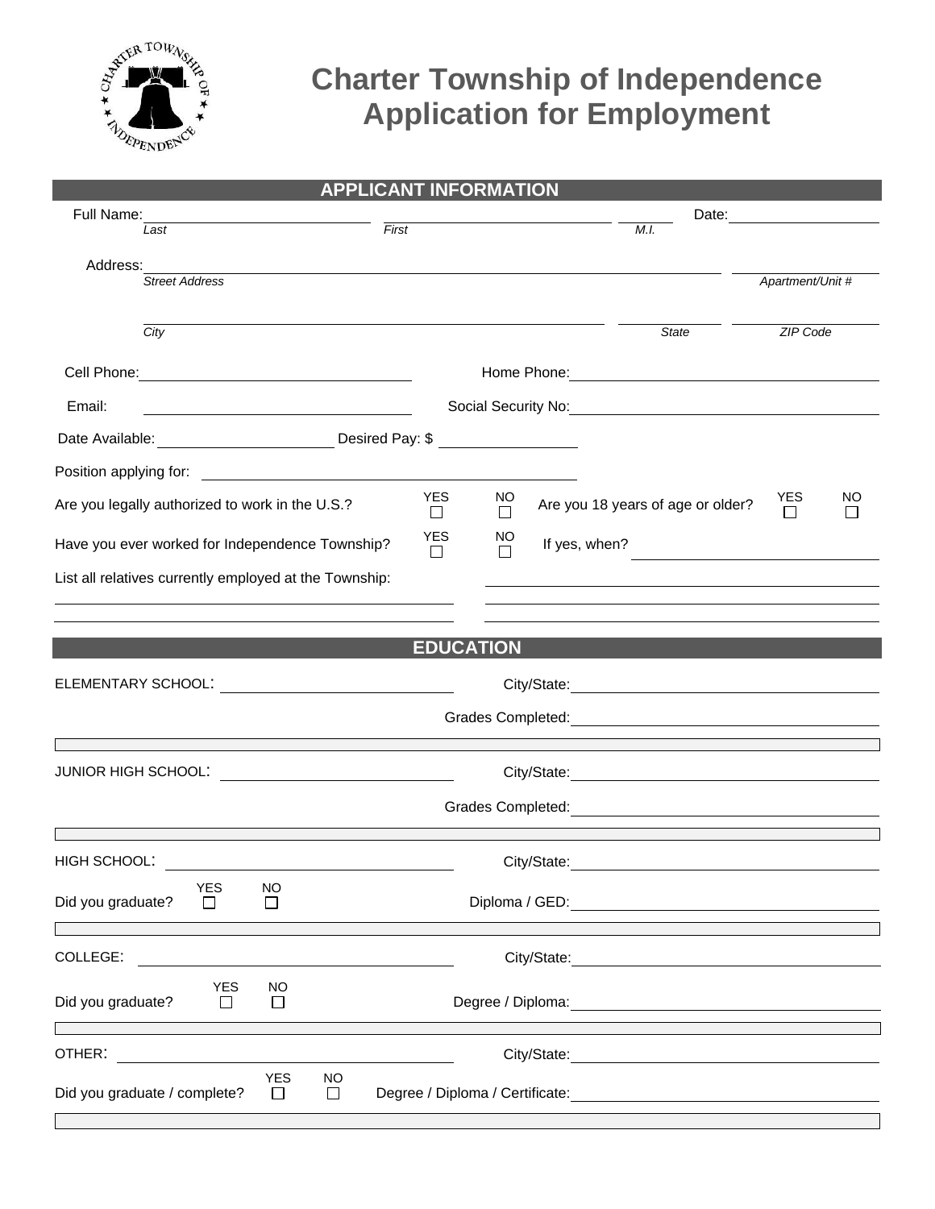# Charter Township of Independence Application for Employment

## APPLICANT INFORMATION

Full Name: ____________________ ____________________ ______ Date: ______________
*Last* *First* *M.I.*

Address: ______________________________________________ ______________
*Street Address* *Apartment/Unit #*

______________________________________ ______________ ______________
*City* *State* *ZIP Code*

Cell Phone: ____________________ Home Phone: ____________________

Email: ____________________ Social Security No: ____________________

Date Available: ______________ Desired Pay: $ ______________

Position applying for: ____________________

Are you legally authorized to work in the U.S.? YES ☐ NO ☐ Are you 18 years of age or older? YES ☐ NO ☐

Have you ever worked for Independence Township? YES ☐ NO ☐ If yes, when? ______________

List all relatives currently employed at the Township: ____________________

## EDUCATION

ELEMENTARY SCHOOL: ____________________ City/State: ____________________

Grades Completed: ____________________

JUNIOR HIGH SCHOOL: ____________________ City/State: ____________________

Grades Completed: ____________________

HIGH SCHOOL: ____________________ City/State: ____________________

Did you graduate? YES ☐ NO ☐ Diploma / GED: ____________________

COLLEGE: ____________________ City/State: ____________________

Did you graduate? YES ☐ NO ☐ Degree / Diploma: ____________________

OTHER: ____________________ City/State: ____________________

Did you graduate / complete? YES ☐ NO ☐ Degree / Diploma / Certificate: ____________________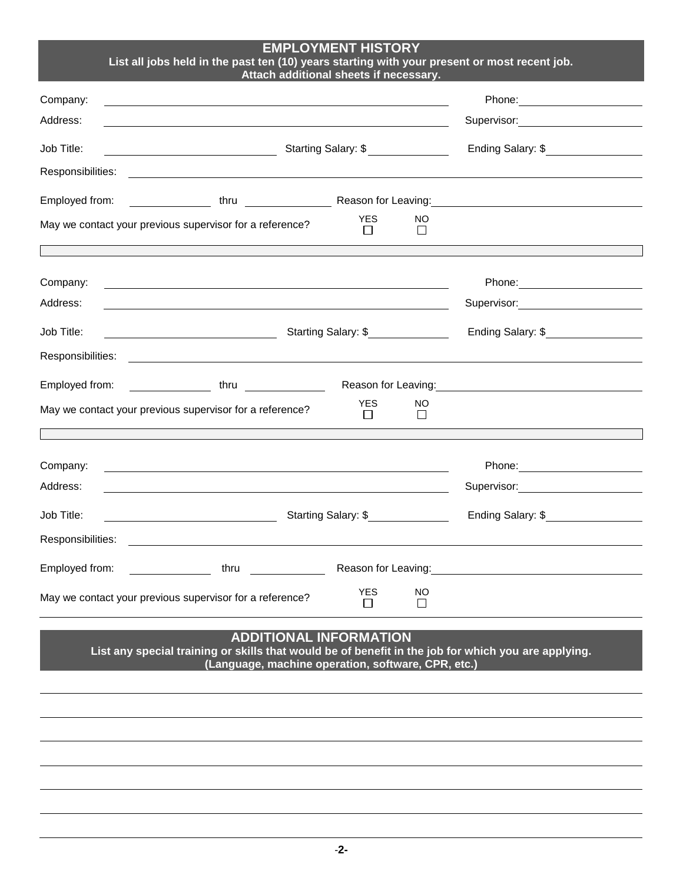## EMPLOYMENT HISTORY

**List all jobs held in the past ten (10) years starting with your present or most recent job. Attach additional sheets if necessary.**

Company: ______________________ Phone: ______________________

Address: ______________________ Supervisor: ______________________

Job Title: ______________________ Starting Salary: $ __________ Ending Salary: $ __________

Responsibilities: ______________________

Employed from: __________ thru __________ Reason for Leaving: ______________________

May we contact your previous supervisor for a reference? YES ☐ NO ☐

---

Company: ______________________ Phone: ______________________

Address: ______________________ Supervisor: ______________________

Job Title: ______________________ Starting Salary: $ __________ Ending Salary: $ __________

Responsibilities: ______________________

Employed from: __________ thru __________ Reason for Leaving: ______________________

May we contact your previous supervisor for a reference? YES ☐ NO ☐

---

Company: ______________________ Phone: ______________________

Address: ______________________ Supervisor: ______________________

Job Title: ______________________ Starting Salary: $ __________ Ending Salary: $ __________

Responsibilities: ______________________

Employed from: __________ thru __________ Reason for Leaving: ______________________

May we contact your previous supervisor for a reference? YES ☐ NO ☐

## ADDITIONAL INFORMATION

**List any special training or skills that would be of benefit in the job for which you are applying. (Language, machine operation, software, CPR, etc.)**

______________________

______________________

______________________

______________________

______________________

______________________

______________________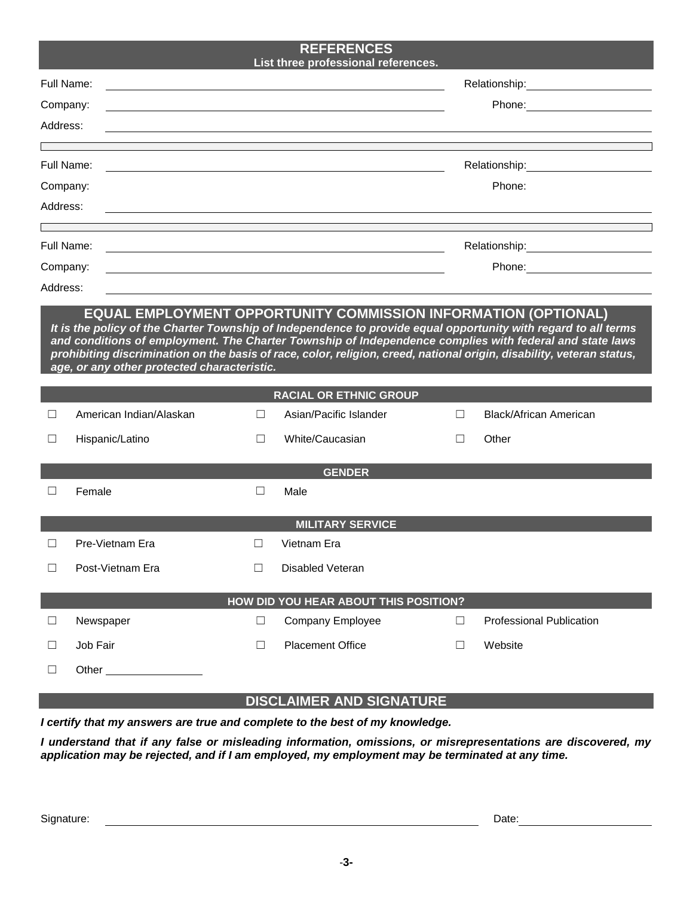## REFERENCES

**List three professional references.**

Full Name: ____________________ Relationship: ____________________

Company: ____________________ Phone: ____________________

Address: ____________________

Full Name: ____________________ Relationship: ____________________

Company: Phone:

Address: ____________________

Full Name: ____________________ Relationship: ____________________

Company: ____________________ Phone: ____________________

Address: ____________________

## EQUAL EMPLOYMENT OPPORTUNITY COMMISSION INFORMATION (OPTIONAL)

***It is the policy of the Charter Township of Independence to provide equal opportunity with regard to all terms and conditions of employment. The Charter Township of Independence complies with federal and state laws prohibiting discrimination on the basis of race, color, religion, creed, national origin, disability, veteran status, age, or any other protected characteristic.***

### RACIAL OR ETHNIC GROUP

- ☐ American Indian/Alaskan
- ☐ Asian/Pacific Islander
- ☐ Black/African American
- ☐ Hispanic/Latino
- ☐ White/Caucasian
- ☐ Other

### GENDER

- ☐ Female
- ☐ Male

### MILITARY SERVICE

- ☐ Pre-Vietnam Era
- ☐ Vietnam Era
- ☐ Post-Vietnam Era
- ☐ Disabled Veteran

### HOW DID YOU HEAR ABOUT THIS POSITION?

- ☐ Newspaper
- ☐ Company Employee
- ☐ Professional Publication
- ☐ Job Fair
- ☐ Placement Office
- ☐ Website
- ☐ Other ____________________

## DISCLAIMER AND SIGNATURE

***I certify that my answers are true and complete to the best of my knowledge.***

***I understand that if any false or misleading information, omissions, or misrepresentations are discovered, my application may be rejected, and if I am employed, my employment may be terminated at any time.***

Signature: ____________________ Date: ____________________